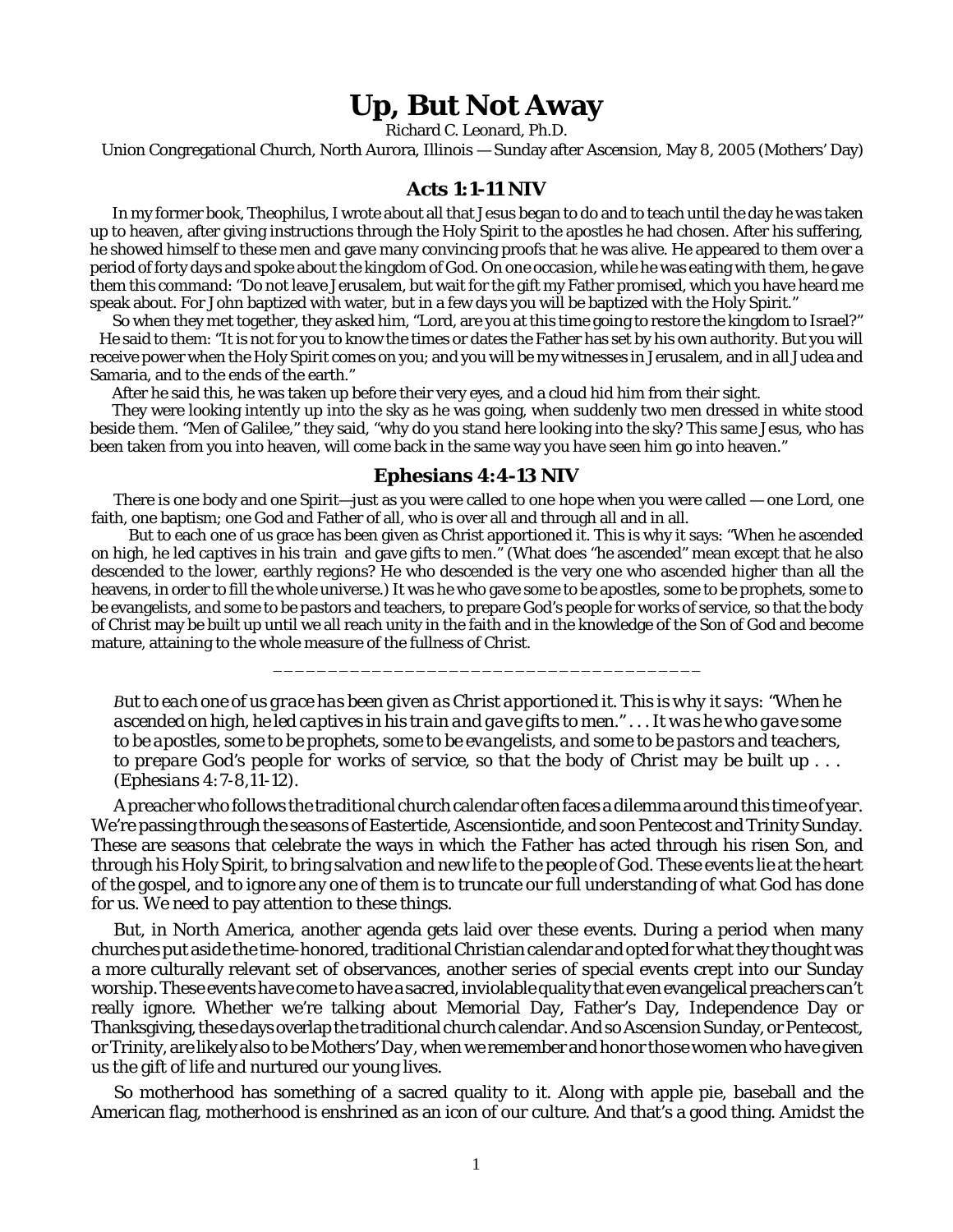# Up, But Not Away

Richard C. Leonard, Ph.D.

Union Congregational Church, North Aurora, Illinois — Sunday after Ascension, May 8, 2005 (Mothers' Day)

## Acts 1:1-11 NIV

In my former book, Theophilus, I wrote about all that Jesus began to do and to teach until the day he was taken up to heaven, after giving instructions through the Holy Spirit to the apostles he had chosen. After his suffering, he showed himself to these men and gave many convincing proofs that he was alive. He appeared to them over a period of forty days and spoke about the kingdom of God. On one occasion, while he was eating with them, he gave them this command: "Do not leave Jerusalem, but wait for the gift my Father promised, which you have heard me speak about. For John baptized with water, but in a few days you will be baptized with the Holy Spirit."

So when they met together, they asked him, "Lord, are you at this time going to restore the kingdom to Israel?" He said to them: "It is not for you to know the times or dates the Father has set by his own authority. But you will receive power when the Holy Spirit comes on you; and you will be my witnesses in Jerusalem, and in all Judea and Samaria, and to the ends of the earth."

After he said this, he was taken up before their very eyes, and a cloud hid him from their sight.

They were looking intently up into the sky as he was going, when suddenly two men dressed in white stood beside them. "Men of Galilee," they said, "why do you stand here looking into the sky? This same Jesus, who has been taken from you into heaven, will come back in the same way you have seen him go into heaven."

## Ephesians 4:4-13 NIV

There is one body and one Spirit—just as you were called to one hope when you were called — one Lord, one faith, one baptism; one God and Father of all, who is over all and through all and in all.

But to each one of us grace has been given as Christ apportioned it. This is why it says: "When he ascended on high, he led captives in his train and gave gifts to men." (What does "he ascended" mean except that he also descended to the lower, earthly regions? He who descended is the very one who ascended higher than all the heavens, in order to fill the whole universe.) It was he who gave some to be apostles, some to be prophets, some to be evangelists, and some to be pastors and teachers, to prepare God's people for works of service, so that the body of Christ may be built up until we all reach unity in the faith and in the knowledge of the Son of God and become mature, attaining to the whole measure of the fullness of Christ.

---

*But to each one of us grace has been given as Christ apportioned it. This is why it says: "When he ascended on high, he led captives in his train and gave gifts to men." . . . It was he who gave some to be apostles, some to be prophets, some to be evangelists, and some to be pastors and teachers, to prepare God's people for works of service, so that the body of Christ may be built up . . . (Ephesians 4:7-8,11-12).*

A preacher who follows the traditional church calendar often faces a dilemma around this time of year. We're passing through the seasons of Eastertide, Ascensiontide, and soon Pentecost and Trinity Sunday. These are seasons that celebrate the ways in which the Father has acted through his risen Son, and through his Holy Spirit, to bring salvation and new life to the people of God. These events lie at the heart of the gospel, and to ignore any one of them is to truncate our full understanding of what God has done for us. We need to pay attention to these things.

But, in North America, another agenda gets laid over these events. During a period when many churches put aside the time-honored, traditional Christian calendar and opted for what they thought was a more culturally relevant set of observances, another series of special events crept into our Sunday worship. These events have come to have a sacred, inviolable quality that even evangelical preachers can't really ignore. Whether we're talking about Memorial Day, Father's Day, Independence Day or Thanksgiving, these days overlap the traditional church calendar. And so Ascension Sunday, or Pentecost, or Trinity, are likely also to be *Mothers' Day*, when we remember and honor those women who have given us the gift of life and nurtured our young lives.

So motherhood has something of a sacred quality to it. Along with apple pie, baseball and the American flag, motherhood is enshrined as an icon of our culture. And that's a good thing. Amidst the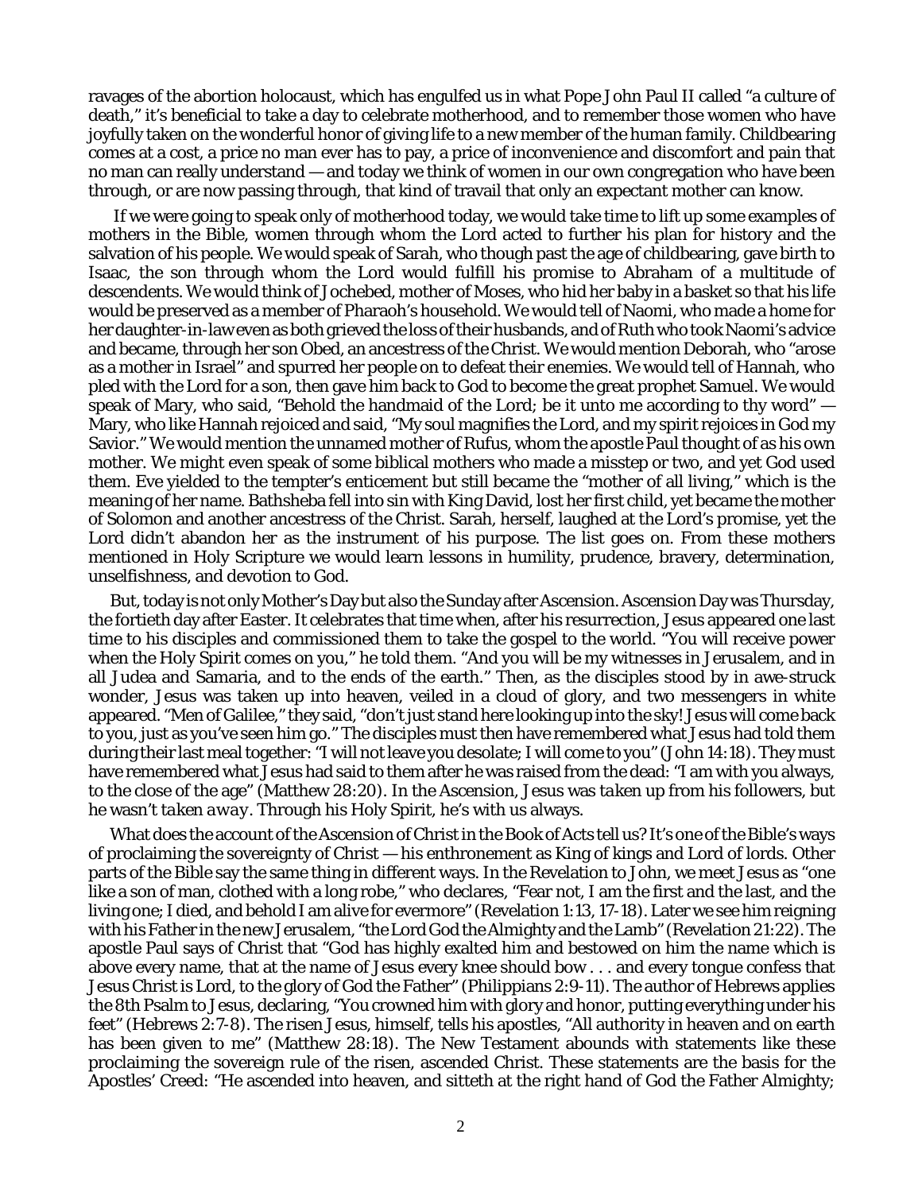ravages of the abortion holocaust, which has engulfed us in what Pope John Paul II called "a culture of death," it's beneficial to take a day to celebrate motherhood, and to remember those women who have joyfully taken on the wonderful honor of giving life to a new member of the human family. Childbearing comes at a cost, a price no man ever has to pay, a price of inconvenience and discomfort and pain that no man can really understand — and today we think of women in our own congregation who have been through, or are now passing through, that kind of travail that only an expectant mother can know.

If we were going to speak only of motherhood today, we would take time to lift up some examples of mothers in the Bible, women through whom the Lord acted to further his plan for history and the salvation of his people. We would speak of Sarah, who though past the age of childbearing, gave birth to Isaac, the son through whom the Lord would fulfill his promise to Abraham of a multitude of descendents. We would think of Jochebed, mother of Moses, who hid her baby in a basket so that his life would be preserved as a member of Pharaoh's household. We would tell of Naomi, who made a home for her daughter-in-law even as both grieved the loss of their husbands, and of Ruth who took Naomi's advice and became, through her son Obed, an ancestress of the Christ. We would mention Deborah, who "arose as a mother in Israel" and spurred her people on to defeat their enemies. We would tell of Hannah, who pled with the Lord for a son, then gave him back to God to become the great prophet Samuel. We would speak of Mary, who said, "Behold the handmaid of the Lord; be it unto me according to thy word" — Mary, who like Hannah rejoiced and said, "My soul magnifies the Lord, and my spirit rejoices in God my Savior." We would mention the unnamed mother of Rufus, whom the apostle Paul thought of as his own mother. We might even speak of some biblical mothers who made a misstep or two, and yet God used them. Eve yielded to the tempter's enticement but still became the "mother of all living," which is the meaning of her name. Bathsheba fell into sin with King David, lost her first child, yet became the mother of Solomon and another ancestress of the Christ. Sarah, herself, laughed at the Lord's promise, yet the Lord didn't abandon her as the instrument of his purpose. The list goes on. From these mothers mentioned in Holy Scripture we would learn lessons in humility, prudence, bravery, determination, unselfishness, and devotion to God.

But, today is not only Mother's Day but also the Sunday after Ascension. Ascension Day was Thursday, the fortieth day after Easter. It celebrates that time when, after his resurrection, Jesus appeared one last time to his disciples and commissioned them to take the gospel to the world. "You will receive power when the Holy Spirit comes on you," he told them. "And you will be my witnesses in Jerusalem, and in all Judea and Samaria, and to the ends of the earth." Then, as the disciples stood by in awe-struck wonder, Jesus was taken up into heaven, veiled in a cloud of glory, and two messengers in white appeared. "Men of Galilee," they said, "don't just stand here looking up into the sky! Jesus will come back to you, just as you've seen him go." The disciples must then have remembered what Jesus had told them during their last meal together: "I will not leave you desolate; I will come to you" (John 14:18). They must have remembered what Jesus had said to them after he was raised from the dead: "I am with you always, to the close of the age" (Matthew 28:20). In the Ascension, Jesus was *taken up* from his followers, but he wasn't *taken away*. Through his Holy Spirit, he's with us always.

What does the account of the Ascension of Christ in the Book of Acts tell us? It's one of the Bible's ways of proclaiming the sovereignty of Christ — his enthronement as King of kings and Lord of lords. Other parts of the Bible say the same thing in different ways. In the Revelation to John, we meet Jesus as "one like a son of man, clothed with a long robe," who declares, "Fear not, I am the first and the last, and the living one; I died, and behold I am alive for evermore" (Revelation 1:13, 17-18). Later we see him reigning with his Father in the new Jerusalem, "the Lord God the Almighty and the Lamb" (Revelation 21:22). The apostle Paul says of Christ that "God has highly exalted him and bestowed on him the name which is above every name, that at the name of Jesus every knee should bow . . . and every tongue confess that Jesus Christ is Lord, to the glory of God the Father" (Philippians 2:9-11). The author of Hebrews applies the 8th Psalm to Jesus, declaring, "You crowned him with glory and honor, putting everything under his feet" (Hebrews 2:7-8). The risen Jesus, himself, tells his apostles, "All authority in heaven and on earth has been given to me" (Matthew 28:18). The New Testament abounds with statements like these proclaiming the sovereign rule of the risen, ascended Christ. These statements are the basis for the Apostles' Creed: "He ascended into heaven, and sitteth at the right hand of God the Father Almighty;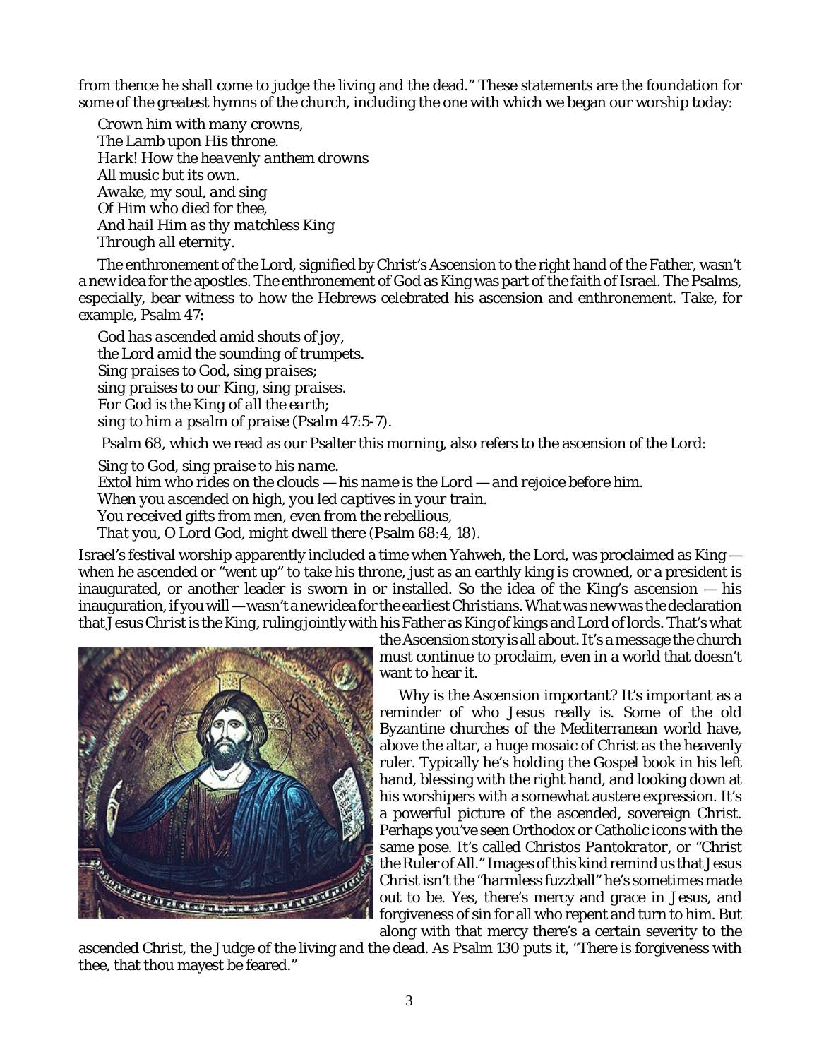from thence he shall come to judge the living and the dead." These statements are the foundation for some of the greatest hymns of the church, including the one with which we began our worship today:

*Crown him with many crowns,*
*The Lamb upon His throne.*
*Hark! How the heavenly anthem drowns*
*All music but its own.*
*Awake, my soul, and sing*
*Of Him who died for thee,*
*And hail Him as thy matchless King*
*Through all eternity.*

The enthronement of the Lord, signified by Christ's Ascension to the right hand of the Father, wasn't a new idea for the apostles. The enthronement of God as King was part of the faith of Israel. The Psalms, especially, bear witness to how the Hebrews celebrated his ascension and enthronement. Take, for example, Psalm 47:

*God has ascended amid shouts of joy,*
*the Lord amid the sounding of trumpets.*
*Sing praises to God, sing praises;*
*sing praises to our King, sing praises.*
*For God is the King of all the earth;*
*sing to him a psalm of praise* (Psalm 47:5-7).

Psalm 68, which we read as our Psalter this morning, also refers to the ascension of the Lord:

*Sing to God, sing praise to his name.*
*Extol him who rides on the clouds — his name is the Lord — and rejoice before him.*
*When you ascended on high, you led captives in your train.*
*You received gifts from men, even from the rebellious,*
*That you, O Lord God, might dwell there* (Psalm 68:4, 18).

Israel's festival worship apparently included a time when Yahweh, the Lord, was proclaimed as King — when he ascended or "went up" to take his throne, just as an earthly king is crowned, or a president is inaugurated, or another leader is sworn in or installed. So the idea of the King's ascension — his inauguration, if you will — wasn't a new idea for the earliest Christians. What was new was the declaration that Jesus Christ is the King, ruling jointly with his Father as King of kings and Lord of lords. That's what the Ascension story is all about. It's a message the church must continue to proclaim, even in a world that doesn't want to hear it.

Why is the Ascension important? It's important as a reminder of who Jesus really is. Some of the old Byzantine churches of the Mediterranean world have, above the altar, a huge mosaic of Christ as the heavenly ruler. Typically he's holding the Gospel book in his left hand, blessing with the right hand, and looking down at his worshipers with a somewhat austere expression. It's a powerful picture of the ascended, sovereign Christ. Perhaps you've seen Orthodox or Catholic icons with the same pose. It's called *Christos Pantokrator*, or "Christ the Ruler of All." Images of this kind remind us that Jesus Christ isn't the "harmless fuzzball" he's sometimes made out to be. Yes, there's mercy and grace in Jesus, and forgiveness of sin for all who repent and turn to him. But along with that mercy there's a certain severity to the ascended Christ, the Judge of the living and the dead. As Psalm 130 puts it, "There is forgiveness with thee, that thou mayest be feared."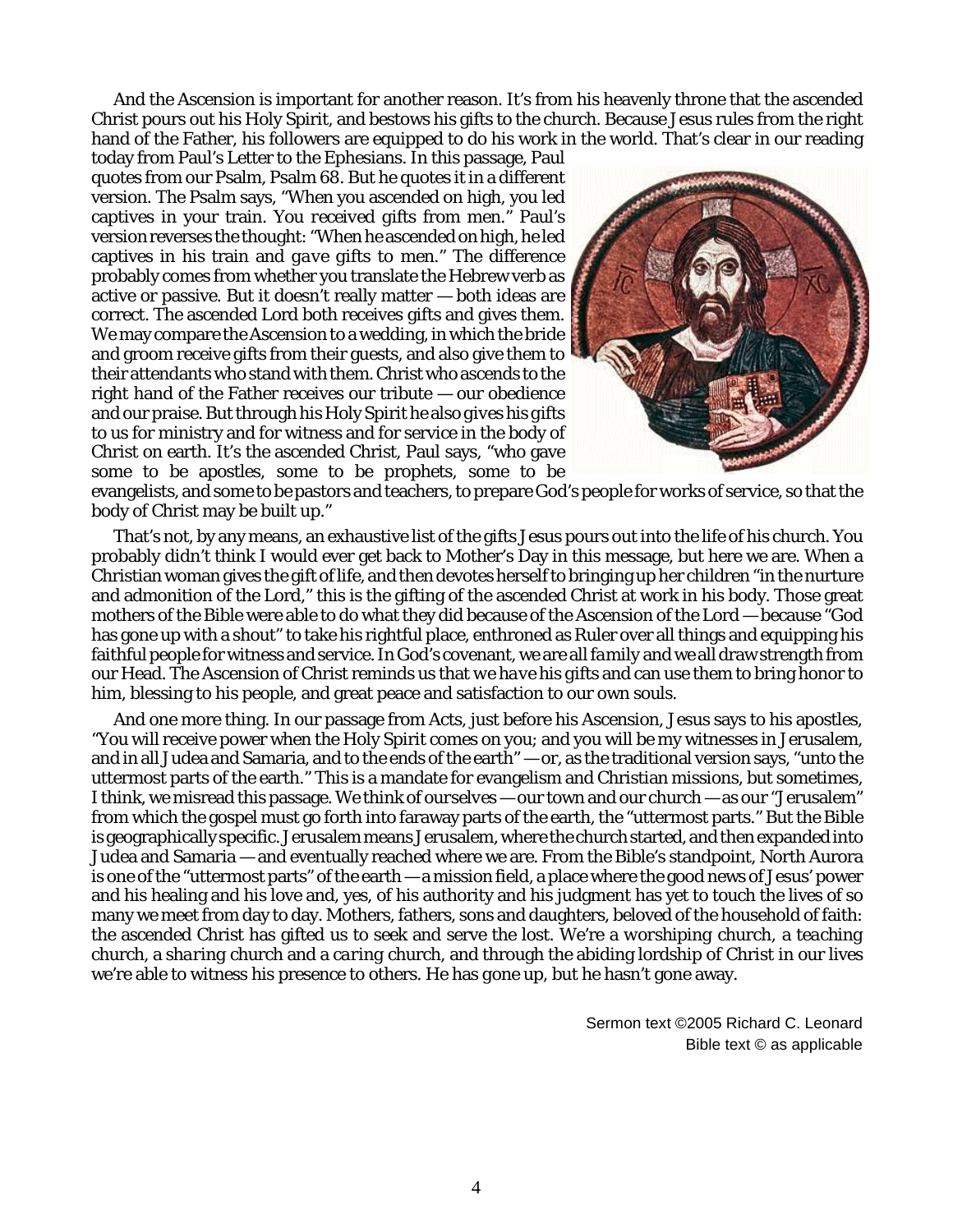And the Ascension is important for another reason. It's from his heavenly throne that the ascended Christ pours out his Holy Spirit, and bestows his gifts to the church. Because Jesus rules from the right hand of the Father, his followers are equipped to do his work in the world. That's clear in our reading today from Paul's Letter to the Ephesians. In this passage, Paul quotes from our Psalm, Psalm 68. But he quotes it in a different version. The Psalm says, "When you ascended on high, you led captives in your train. You *received* gifts from men." Paul's version reverses the thought: "When he ascended on high, he led captives in his train and *gave* gifts to men." The difference probably comes from whether you translate the Hebrew verb as active or passive. But it doesn't really matter — both ideas are correct. The ascended Lord both receives gifts and gives them. We may compare the Ascension to a wedding, in which the bride and groom receive gifts from their guests, and also give them to their attendants who stand with them. Christ who ascends to the right hand of the Father receives our tribute — our obedience and our praise. But through his Holy Spirit he also gives his gifts to us for ministry and for witness and for service in the body of Christ on earth. It's the ascended Christ, Paul says, "who gave some to be apostles, some to be prophets, some to be evangelists, and some to be pastors and teachers, to prepare God's people for works of service, so that the body of Christ may be built up."

That's not, by any means, an exhaustive list of the gifts Jesus pours out into the life of his church. You probably didn't think I would ever get back to Mother's Day in this message, but here we are. When a Christian woman gives the gift of life, and then devotes herself to bringing up her children "in the nurture and admonition of the Lord," this is the gifting of the ascended Christ at work in his body. Those great mothers of the Bible were able to do what they did because of the Ascension of the Lord — because "God has gone up with a shout" to take his rightful place, enthroned as Ruler over all things and equipping his faithful people for witness and service. In God's covenant, we are *all family* and we all draw strength from our Head. The Ascension of Christ reminds us that we *have* his gifts and can use them to bring honor to him, blessing to his people, and great peace and satisfaction to our own souls.

And one more thing. In our passage from Acts, just before his Ascension, Jesus says to his apostles, "You will receive power when the Holy Spirit comes on you; and you will be my witnesses in Jerusalem, and in all Judea and Samaria, and to the ends of the earth" — or, as the traditional version says, "unto the uttermost parts of the earth." This is a mandate for evangelism and Christian missions, but sometimes, I think, we misread this passage. We think of ourselves — our town and our church — as our "Jerusalem" from which the gospel must go forth into faraway parts of the earth, the "uttermost parts." But the Bible is geographically specific. Jerusalem means Jerusalem, where the church started, and then expanded into Judea and Samaria — and eventually reached where we are. From the Bible's standpoint, North Aurora is one of the "uttermost parts" of the earth — a mission field, a place where the good news of Jesus' power and his healing and his love and, yes, of his authority and his judgment has yet to touch the lives of so many we meet from day to day. Mothers, fathers, sons and daughters, beloved of the household of faith: the ascended Christ has gifted us to seek and serve the lost. We're a *worshiping* church, a *teaching* church, a *sharing* church and a *caring* church, and through the abiding lordship of Christ in our lives we're able to witness his presence to others. He has gone up, but he hasn't gone away.

Sermon text ©2005 Richard C. Leonard
Bible text © as applicable